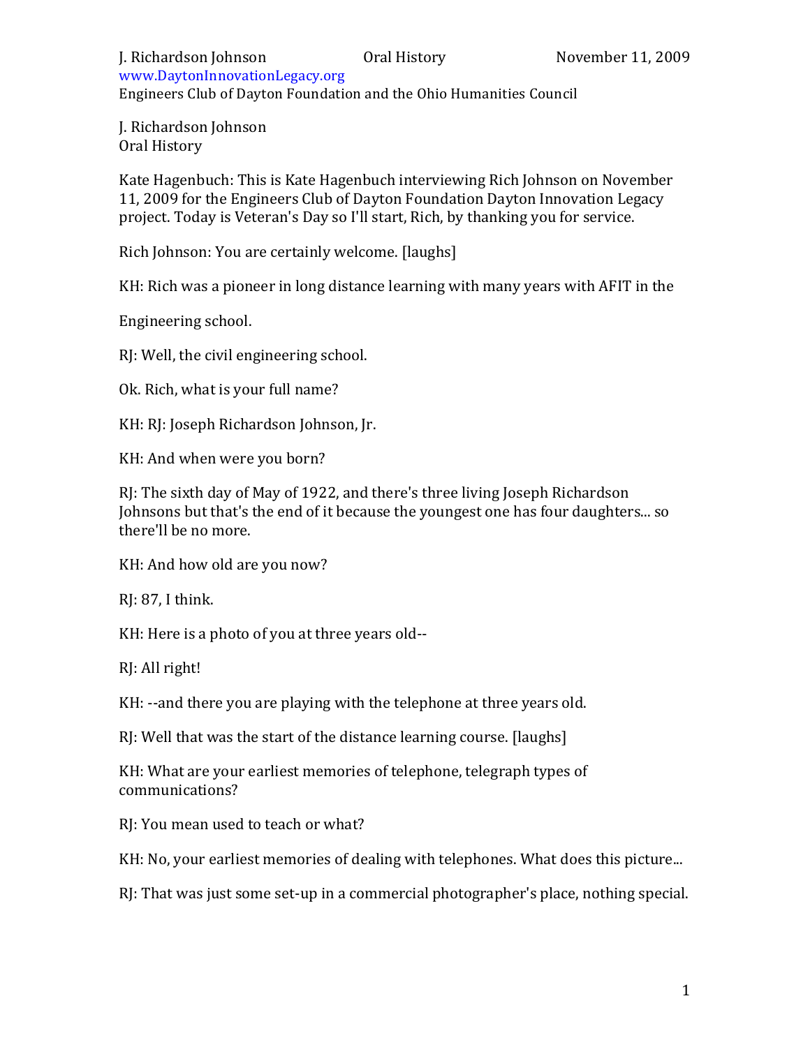J. Richardson Johnson
Oral History

Kate Hagenbuch: This is Kate Hagenbuch interviewing Rich Johnson on November 11, 2009 for the Engineers Club of Dayton Foundation Dayton Innovation Legacy project. Today is Veteran's Day so I'll start, Rich, by thanking you for service.

Rich Johnson: You are certainly welcome. [laughs]

KH: Rich was a pioneer in long distance learning with many years with AFIT in the

Engineering school.

RJ: Well, the civil engineering school.

Ok. Rich, what is your full name?

KH: RJ: Joseph Richardson Johnson, Jr.

KH: And when were you born?

RJ: The sixth day of May of 1922, and there's three living Joseph Richardson Johnsons but that's the end of it because the youngest one has four daughters... so there'll be no more.

KH: And how old are you now?

RJ: 87, I think.

KH: Here is a photo of you at three years old--

RJ: All right!

KH: --and there you are playing with the telephone at three years old.

RJ: Well that was the start of the distance learning course. [laughs]

KH: What are your earliest memories of telephone, telegraph types of communications?

RJ: You mean used to teach or what?

KH: No, your earliest memories of dealing with telephones. What does this picture...

RJ: That was just some set-up in a commercial photographer's place, nothing special.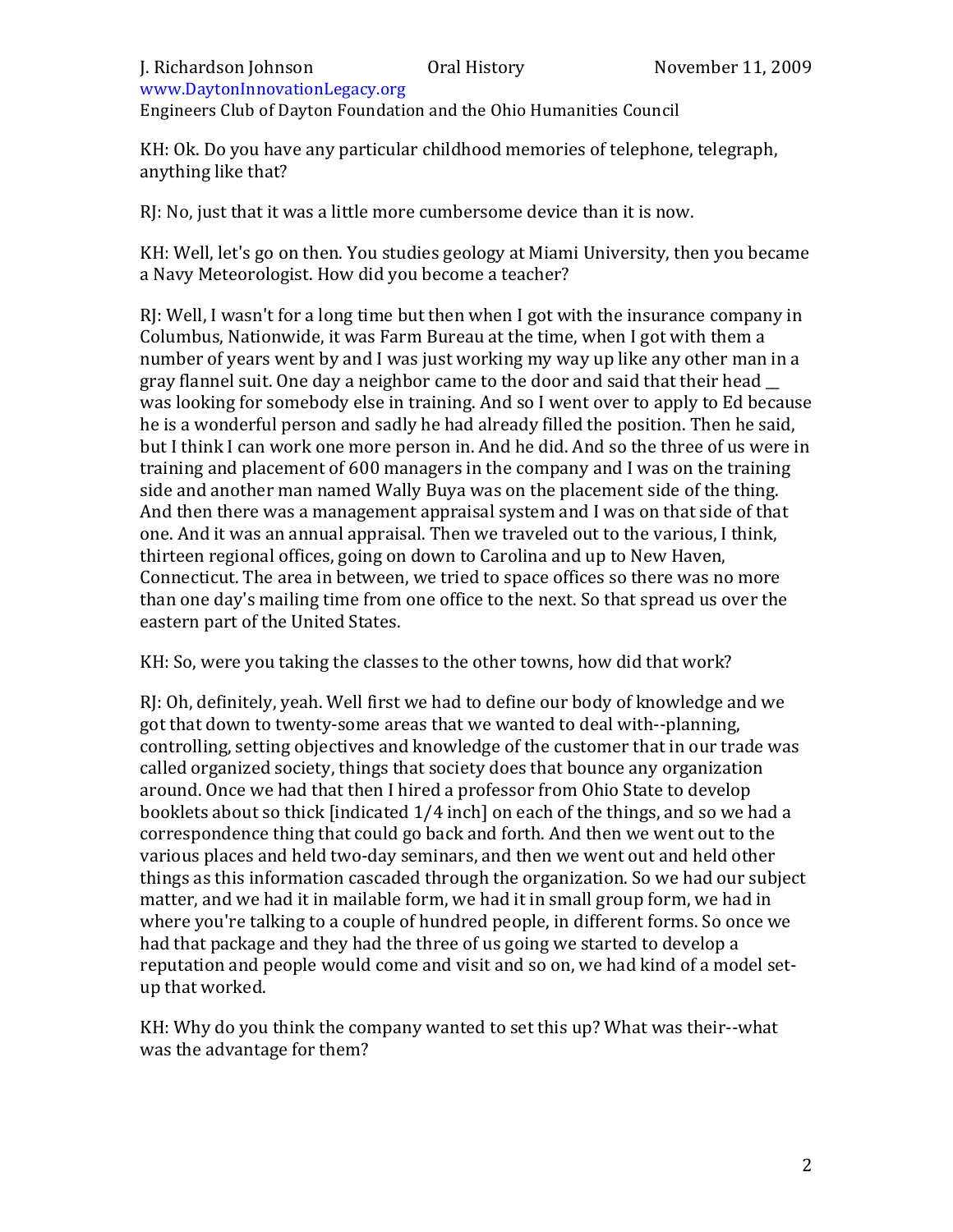KH: Ok. Do you have any particular childhood memories of telephone, telegraph, anything like that?

RJ: No, just that it was a little more cumbersome device than it is now.

KH: Well, let's go on then. You studies geology at Miami University, then you became a Navy Meteorologist. How did you become a teacher?

RJ: Well, I wasn't for a long time but then when I got with the insurance company in Columbus, Nationwide, it was Farm Bureau at the time, when I got with them a number of years went by and I was just working my way up like any other man in a gray flannel suit. One day a neighbor came to the door and said that their head __ was looking for somebody else in training. And so I went over to apply to Ed because he is a wonderful person and sadly he had already filled the position. Then he said, but I think I can work one more person in. And he did. And so the three of us were in training and placement of 600 managers in the company and I was on the training side and another man named Wally Buya was on the placement side of the thing. And then there was a management appraisal system and I was on that side of that one. And it was an annual appraisal. Then we traveled out to the various, I think, thirteen regional offices, going on down to Carolina and up to New Haven, Connecticut. The area in between, we tried to space offices so there was no more than one day's mailing time from one office to the next. So that spread us over the eastern part of the United States.

KH: So, were you taking the classes to the other towns, how did that work?

RJ: Oh, definitely, yeah. Well first we had to define our body of knowledge and we got that down to twenty-some areas that we wanted to deal with--planning, controlling, setting objectives and knowledge of the customer that in our trade was called organized society, things that society does that bounce any organization around. Once we had that then I hired a professor from Ohio State to develop booklets about so thick [indicated 1/4 inch] on each of the things, and so we had a correspondence thing that could go back and forth. And then we went out to the various places and held two-day seminars, and then we went out and held other things as this information cascaded through the organization. So we had our subject matter, and we had it in mailable form, we had it in small group form, we had in where you're talking to a couple of hundred people, in different forms. So once we had that package and they had the three of us going we started to develop a reputation and people would come and visit and so on, we had kind of a model set-up that worked.

KH: Why do you think the company wanted to set this up? What was their--what was the advantage for them?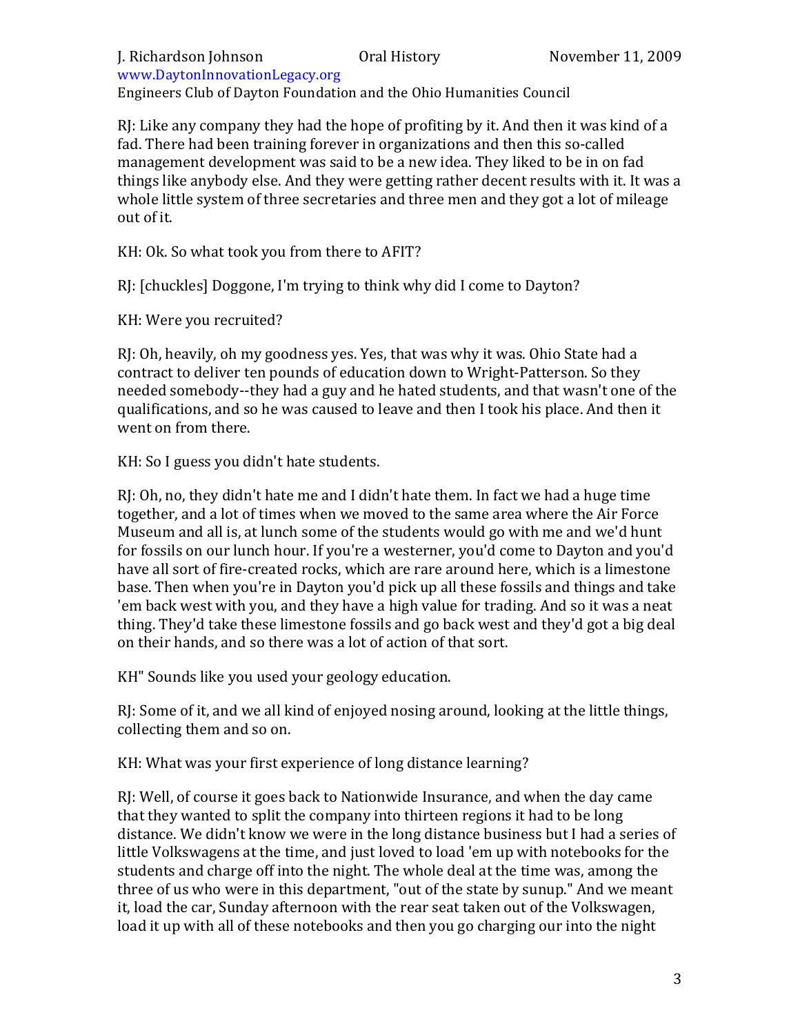RJ: Like any company they had the hope of profiting by it. And then it was kind of a fad. There had been training forever in organizations and then this so-called management development was said to be a new idea. They liked to be in on fad things like anybody else. And they were getting rather decent results with it. It was a whole little system of three secretaries and three men and they got a lot of mileage out of it.

KH: Ok. So what took you from there to AFIT?

RJ: [chuckles] Doggone, I'm trying to think why did I come to Dayton?

KH: Were you recruited?

RJ: Oh, heavily, oh my goodness yes. Yes, that was why it was. Ohio State had a contract to deliver ten pounds of education down to Wright-Patterson. So they needed somebody--they had a guy and he hated students, and that wasn't one of the qualifications, and so he was caused to leave and then I took his place. And then it went on from there.

KH: So I guess you didn't hate students.

RJ: Oh, no, they didn't hate me and I didn't hate them. In fact we had a huge time together, and a lot of times when we moved to the same area where the Air Force Museum and all is, at lunch some of the students would go with me and we'd hunt for fossils on our lunch hour. If you're a westerner, you'd come to Dayton and you'd have all sort of fire-created rocks, which are rare around here, which is a limestone base. Then when you're in Dayton you'd pick up all these fossils and things and take 'em back west with you, and they have a high value for trading. And so it was a neat thing. They'd take these limestone fossils and go back west and they'd got a big deal on their hands, and so there was a lot of action of that sort.

KH" Sounds like you used your geology education.

RJ: Some of it, and we all kind of enjoyed nosing around, looking at the little things, collecting them and so on.

KH: What was your first experience of long distance learning?

RJ: Well, of course it goes back to Nationwide Insurance, and when the day came that they wanted to split the company into thirteen regions it had to be long distance. We didn't know we were in the long distance business but I had a series of little Volkswagens at the time, and just loved to load 'em up with notebooks for the students and charge off into the night. The whole deal at the time was, among the three of us who were in this department, "out of the state by sunup." And we meant it, load the car, Sunday afternoon with the rear seat taken out of the Volkswagen, load it up with all of these notebooks and then you go charging our into the night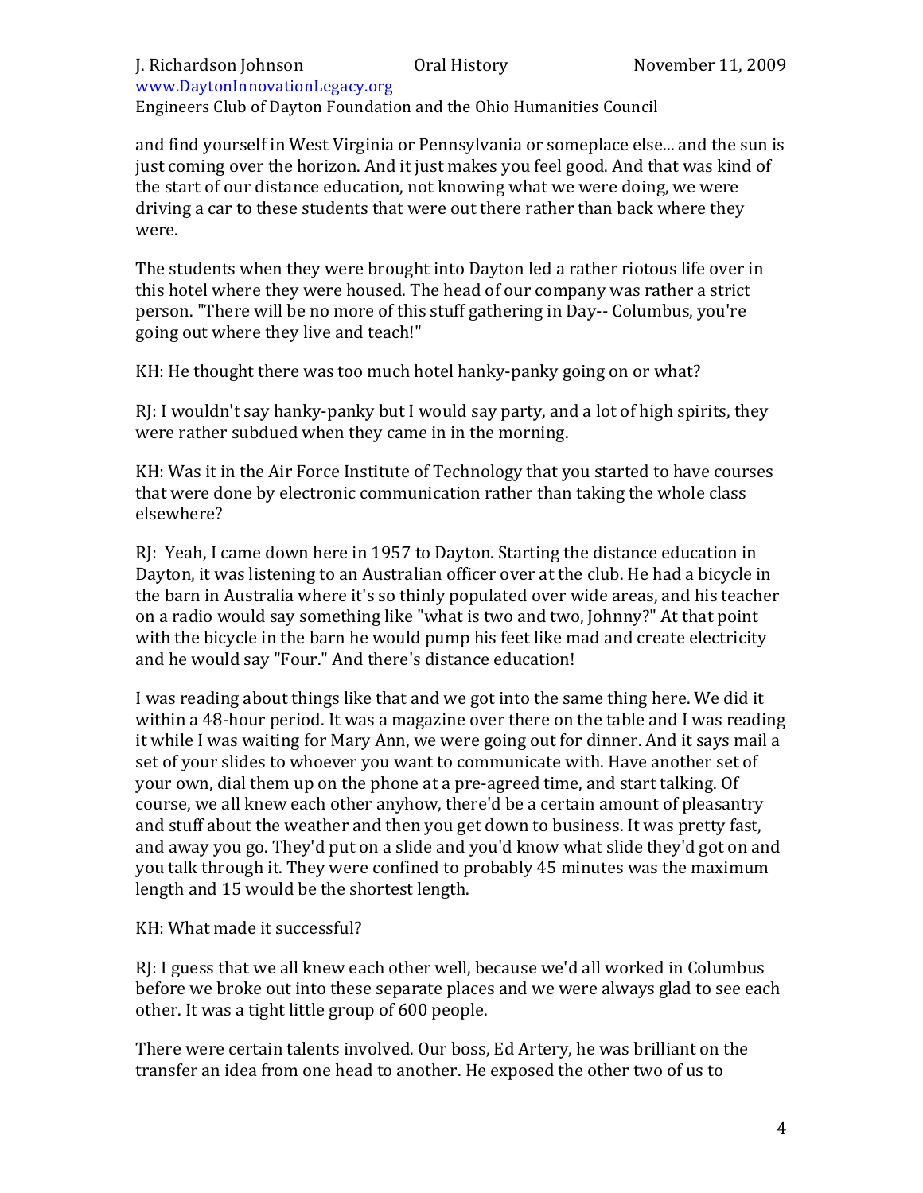and find yourself in West Virginia or Pennsylvania or someplace else... and the sun is just coming over the horizon. And it just makes you feel good. And that was kind of the start of our distance education, not knowing what we were doing, we were driving a car to these students that were out there rather than back where they were.

The students when they were brought into Dayton led a rather riotous life over in this hotel where they were housed. The head of our company was rather a strict person. "There will be no more of this stuff gathering in Day-- Columbus, you're going out where they live and teach!"

KH: He thought there was too much hotel hanky-panky going on or what?

RJ: I wouldn't say hanky-panky but I would say party, and a lot of high spirits, they were rather subdued when they came in in the morning.

KH: Was it in the Air Force Institute of Technology that you started to have courses that were done by electronic communication rather than taking the whole class elsewhere?

RJ: Yeah, I came down here in 1957 to Dayton. Starting the distance education in Dayton, it was listening to an Australian officer over at the club. He had a bicycle in the barn in Australia where it's so thinly populated over wide areas, and his teacher on a radio would say something like "what is two and two, Johnny?" At that point with the bicycle in the barn he would pump his feet like mad and create electricity and he would say "Four." And there's distance education!

I was reading about things like that and we got into the same thing here. We did it within a 48-hour period. It was a magazine over there on the table and I was reading it while I was waiting for Mary Ann, we were going out for dinner. And it says mail a set of your slides to whoever you want to communicate with. Have another set of your own, dial them up on the phone at a pre-agreed time, and start talking. Of course, we all knew each other anyhow, there'd be a certain amount of pleasantry and stuff about the weather and then you get down to business. It was pretty fast, and away you go. They'd put on a slide and you'd know what slide they'd got on and you talk through it. They were confined to probably 45 minutes was the maximum length and 15 would be the shortest length.

KH: What made it successful?

RJ: I guess that we all knew each other well, because we'd all worked in Columbus before we broke out into these separate places and we were always glad to see each other. It was a tight little group of 600 people.

There were certain talents involved. Our boss, Ed Artery, he was brilliant on the transfer an idea from one head to another. He exposed the other two of us to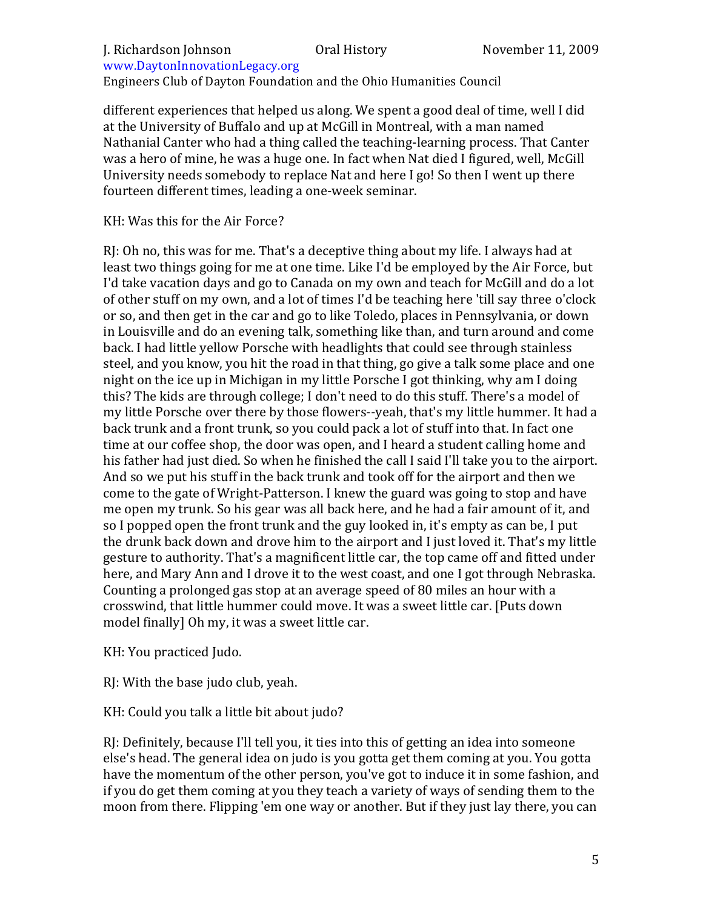different experiences that helped us along. We spent a good deal of time, well I did at the University of Buffalo and up at McGill in Montreal, with a man named Nathanial Canter who had a thing called the teaching-learning process. That Canter was a hero of mine, he was a huge one. In fact when Nat died I figured, well, McGill University needs somebody to replace Nat and here I go! So then I went up there fourteen different times, leading a one-week seminar.

KH: Was this for the Air Force?

RJ: Oh no, this was for me. That's a deceptive thing about my life. I always had at least two things going for me at one time. Like I'd be employed by the Air Force, but I'd take vacation days and go to Canada on my own and teach for McGill and do a lot of other stuff on my own, and a lot of times I'd be teaching here 'till say three o'clock or so, and then get in the car and go to like Toledo, places in Pennsylvania, or down in Louisville and do an evening talk, something like than, and turn around and come back. I had little yellow Porsche with headlights that could see through stainless steel, and you know, you hit the road in that thing, go give a talk some place and one night on the ice up in Michigan in my little Porsche I got thinking, why am I doing this? The kids are through college; I don't need to do this stuff. There's a model of my little Porsche over there by those flowers--yeah, that's my little hummer. It had a back trunk and a front trunk, so you could pack a lot of stuff into that. In fact one time at our coffee shop, the door was open, and I heard a student calling home and his father had just died. So when he finished the call I said I'll take you to the airport. And so we put his stuff in the back trunk and took off for the airport and then we come to the gate of Wright-Patterson. I knew the guard was going to stop and have me open my trunk. So his gear was all back here, and he had a fair amount of it, and so I popped open the front trunk and the guy looked in, it's empty as can be, I put the drunk back down and drove him to the airport and I just loved it. That's my little gesture to authority. That's a magnificent little car, the top came off and fitted under here, and Mary Ann and I drove it to the west coast, and one I got through Nebraska. Counting a prolonged gas stop at an average speed of 80 miles an hour with a crosswind, that little hummer could move. It was a sweet little car. [Puts down model finally] Oh my, it was a sweet little car.

KH: You practiced Judo.

RJ: With the base judo club, yeah.

KH: Could you talk a little bit about judo?

RJ: Definitely, because I'll tell you, it ties into this of getting an idea into someone else's head. The general idea on judo is you gotta get them coming at you. You gotta have the momentum of the other person, you've got to induce it in some fashion, and if you do get them coming at you they teach a variety of ways of sending them to the moon from there. Flipping 'em one way or another. But if they just lay there, you can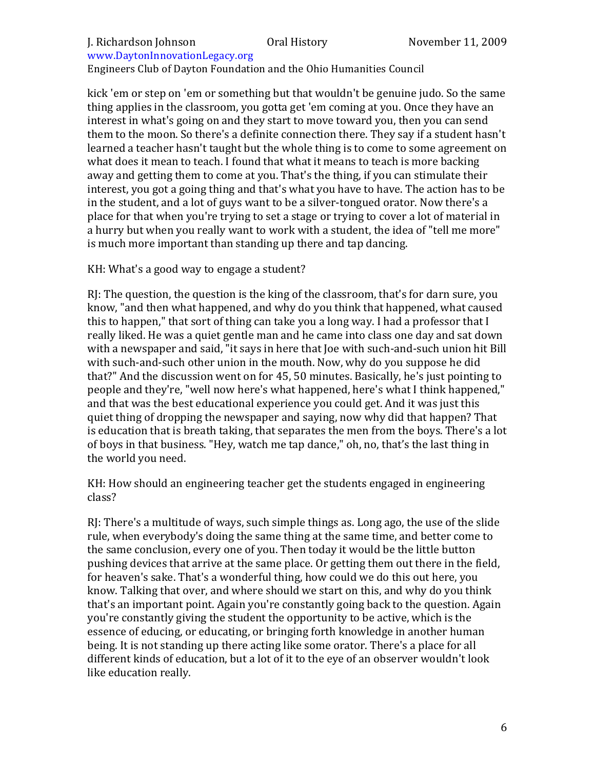kick 'em or step on 'em or something but that wouldn't be genuine judo. So the same thing applies in the classroom, you gotta get 'em coming at you. Once they have an interest in what's going on and they start to move toward you, then you can send them to the moon. So there's a definite connection there. They say if a student hasn't learned a teacher hasn't taught but the whole thing is to come to some agreement on what does it mean to teach. I found that what it means to teach is more backing away and getting them to come at you. That's the thing, if you can stimulate their interest, you got a going thing and that's what you have to have. The action has to be in the student, and a lot of guys want to be a silver-tongued orator. Now there's a place for that when you're trying to set a stage or trying to cover a lot of material in a hurry but when you really want to work with a student, the idea of "tell me more" is much more important than standing up there and tap dancing.

KH: What's a good way to engage a student?

RJ: The question, the question is the king of the classroom, that's for darn sure, you know, "and then what happened, and why do you think that happened, what caused this to happen," that sort of thing can take you a long way. I had a professor that I really liked. He was a quiet gentle man and he came into class one day and sat down with a newspaper and said, "it says in here that Joe with such-and-such union hit Bill with such-and-such other union in the mouth. Now, why do you suppose he did that?" And the discussion went on for 45, 50 minutes. Basically, he's just pointing to people and they're, "well now here's what happened, here's what I think happened," and that was the best educational experience you could get. And it was just this quiet thing of dropping the newspaper and saying, now why did that happen? That is education that is breath taking, that separates the men from the boys. There's a lot of boys in that business. "Hey, watch me tap dance," oh, no, that's the last thing in the world you need.

KH: How should an engineering teacher get the students engaged in engineering class?

RJ: There's a multitude of ways, such simple things as. Long ago, the use of the slide rule, when everybody's doing the same thing at the same time, and better come to the same conclusion, every one of you. Then today it would be the little button pushing devices that arrive at the same place. Or getting them out there in the field, for heaven's sake. That's a wonderful thing, how could we do this out here, you know. Talking that over, and where should we start on this, and why do you think that's an important point. Again you're constantly going back to the question. Again you're constantly giving the student the opportunity to be active, which is the essence of educing, or educating, or bringing forth knowledge in another human being. It is not standing up there acting like some orator. There's a place for all different kinds of education, but a lot of it to the eye of an observer wouldn't look like education really.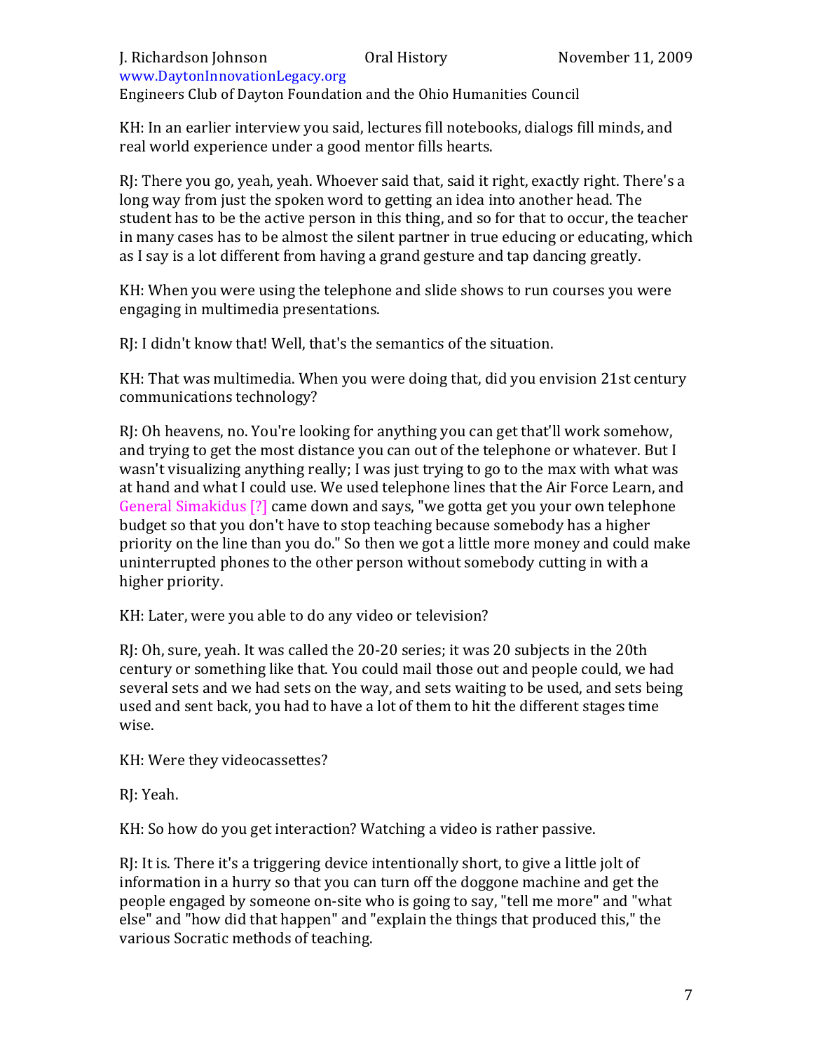KH: In an earlier interview you said, lectures fill notebooks, dialogs fill minds, and real world experience under a good mentor fills hearts.

RJ: There you go, yeah, yeah. Whoever said that, said it right, exactly right. There's a long way from just the spoken word to getting an idea into another head. The student has to be the active person in this thing, and so for that to occur, the teacher in many cases has to be almost the silent partner in true educing or educating, which as I say is a lot different from having a grand gesture and tap dancing greatly.

KH: When you were using the telephone and slide shows to run courses you were engaging in multimedia presentations.

RJ: I didn't know that! Well, that's the semantics of the situation.

KH: That was multimedia. When you were doing that, did you envision 21st century communications technology?

RJ: Oh heavens, no. You're looking for anything you can get that'll work somehow, and trying to get the most distance you can out of the telephone or whatever. But I wasn't visualizing anything really; I was just trying to go to the max with what was at hand and what I could use. We used telephone lines that the Air Force Learn, and General Simakidus [?] came down and says, "we gotta get you your own telephone budget so that you don't have to stop teaching because somebody has a higher priority on the line than you do." So then we got a little more money and could make uninterrupted phones to the other person without somebody cutting in with a higher priority.

KH: Later, were you able to do any video or television?

RJ: Oh, sure, yeah. It was called the 20-20 series; it was 20 subjects in the 20th century or something like that. You could mail those out and people could, we had several sets and we had sets on the way, and sets waiting to be used, and sets being used and sent back, you had to have a lot of them to hit the different stages time wise.

KH: Were they videocassettes?

RJ: Yeah.

KH: So how do you get interaction? Watching a video is rather passive.

RJ: It is. There it's a triggering device intentionally short, to give a little jolt of information in a hurry so that you can turn off the doggone machine and get the people engaged by someone on-site who is going to say, "tell me more" and "what else" and "how did that happen" and "explain the things that produced this," the various Socratic methods of teaching.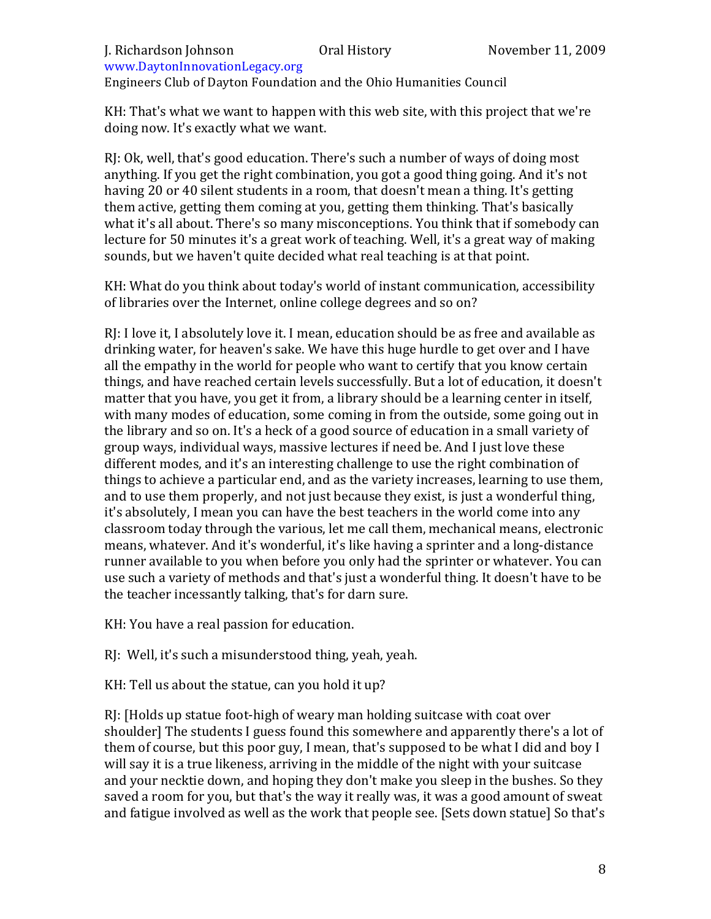KH: That's what we want to happen with this web site, with this project that we're doing now. It's exactly what we want.

RJ: Ok, well, that's good education. There's such a number of ways of doing most anything. If you get the right combination, you got a good thing going. And it's not having 20 or 40 silent students in a room, that doesn't mean a thing. It's getting them active, getting them coming at you, getting them thinking. That's basically what it's all about. There's so many misconceptions. You think that if somebody can lecture for 50 minutes it's a great work of teaching. Well, it's a great way of making sounds, but we haven't quite decided what real teaching is at that point.

KH: What do you think about today's world of instant communication, accessibility of libraries over the Internet, online college degrees and so on?

RJ: I love it, I absolutely love it. I mean, education should be as free and available as drinking water, for heaven's sake. We have this huge hurdle to get over and I have all the empathy in the world for people who want to certify that you know certain things, and have reached certain levels successfully. But a lot of education, it doesn't matter that you have, you get it from, a library should be a learning center in itself, with many modes of education, some coming in from the outside, some going out in the library and so on. It's a heck of a good source of education in a small variety of group ways, individual ways, massive lectures if need be. And I just love these different modes, and it's an interesting challenge to use the right combination of things to achieve a particular end, and as the variety increases, learning to use them, and to use them properly, and not just because they exist, is just a wonderful thing, it's absolutely, I mean you can have the best teachers in the world come into any classroom today through the various, let me call them, mechanical means, electronic means, whatever. And it's wonderful, it's like having a sprinter and a long-distance runner available to you when before you only had the sprinter or whatever. You can use such a variety of methods and that's just a wonderful thing. It doesn't have to be the teacher incessantly talking, that's for darn sure.

KH: You have a real passion for education.

RJ: Well, it's such a misunderstood thing, yeah, yeah.

KH: Tell us about the statue, can you hold it up?

RJ: [Holds up statue foot-high of weary man holding suitcase with coat over shoulder] The students I guess found this somewhere and apparently there's a lot of them of course, but this poor guy, I mean, that's supposed to be what I did and boy I will say it is a true likeness, arriving in the middle of the night with your suitcase and your necktie down, and hoping they don't make you sleep in the bushes. So they saved a room for you, but that's the way it really was, it was a good amount of sweat and fatigue involved as well as the work that people see. [Sets down statue] So that's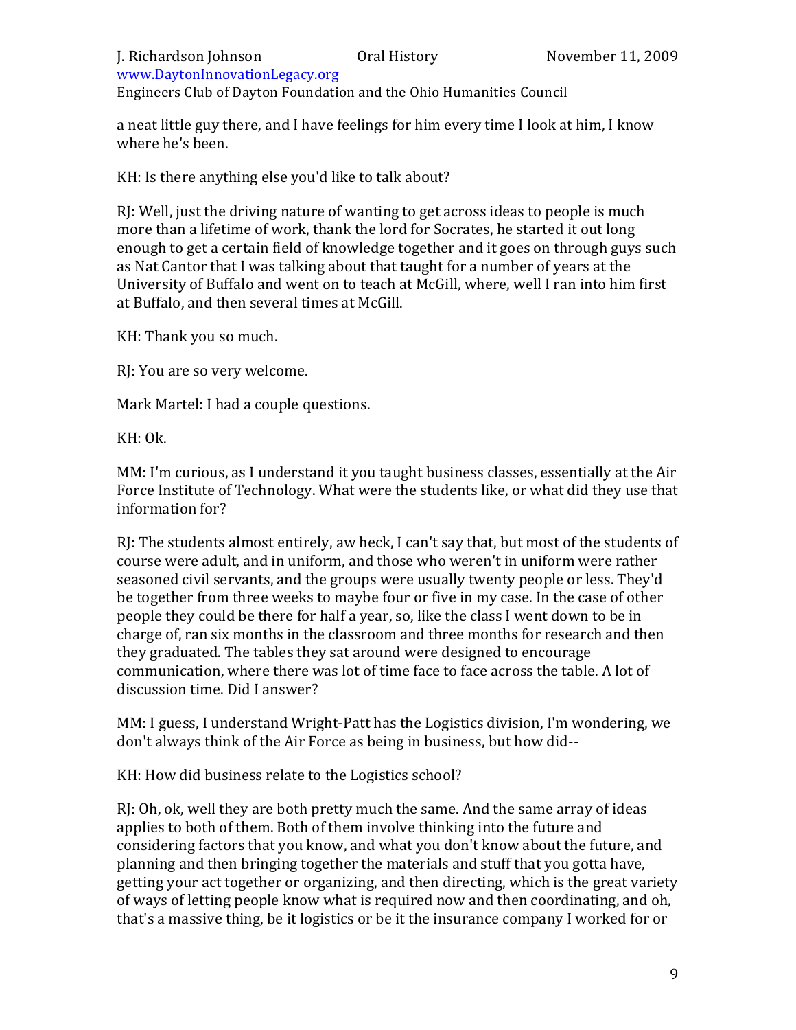a neat little guy there, and I have feelings for him every time I look at him, I know where he's been.

KH: Is there anything else you'd like to talk about?

RJ: Well, just the driving nature of wanting to get across ideas to people is much more than a lifetime of work, thank the lord for Socrates, he started it out long enough to get a certain field of knowledge together and it goes on through guys such as Nat Cantor that I was talking about that taught for a number of years at the University of Buffalo and went on to teach at McGill, where, well I ran into him first at Buffalo, and then several times at McGill.

KH: Thank you so much.

RJ: You are so very welcome.

Mark Martel: I had a couple questions.

KH: Ok.

MM: I'm curious, as I understand it you taught business classes, essentially at the Air Force Institute of Technology. What were the students like, or what did they use that information for?

RJ: The students almost entirely, aw heck, I can't say that, but most of the students of course were adult, and in uniform, and those who weren't in uniform were rather seasoned civil servants, and the groups were usually twenty people or less. They'd be together from three weeks to maybe four or five in my case. In the case of other people they could be there for half a year, so, like the class I went down to be in charge of, ran six months in the classroom and three months for research and then they graduated. The tables they sat around were designed to encourage communication, where there was lot of time face to face across the table. A lot of discussion time. Did I answer?

MM: I guess, I understand Wright-Patt has the Logistics division, I'm wondering, we don't always think of the Air Force as being in business, but how did--

KH: How did business relate to the Logistics school?

RJ: Oh, ok, well they are both pretty much the same. And the same array of ideas applies to both of them. Both of them involve thinking into the future and considering factors that you know, and what you don't know about the future, and planning and then bringing together the materials and stuff that you gotta have, getting your act together or organizing, and then directing, which is the great variety of ways of letting people know what is required now and then coordinating, and oh, that's a massive thing, be it logistics or be it the insurance company I worked for or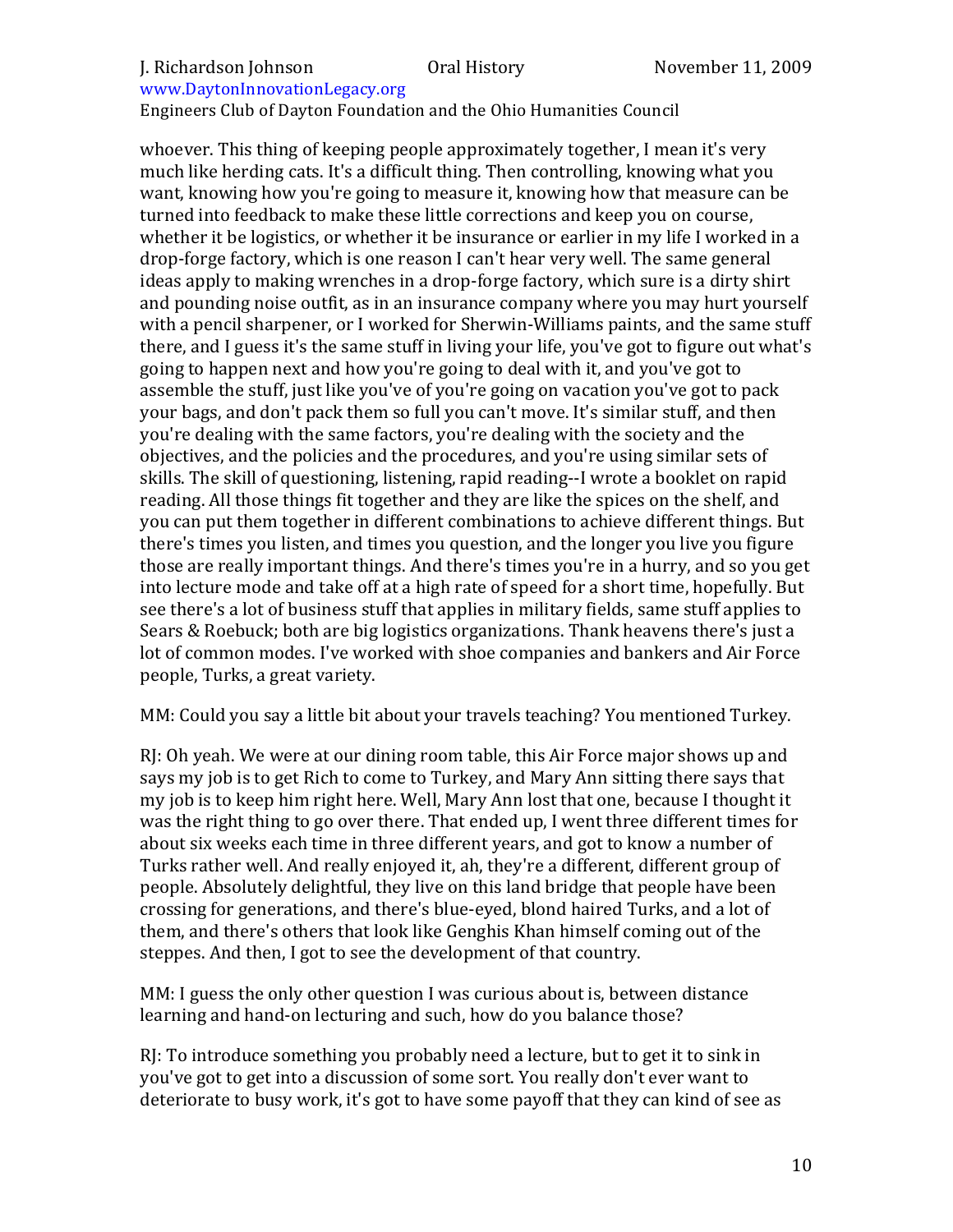whoever. This thing of keeping people approximately together, I mean it's very much like herding cats. It's a difficult thing. Then controlling, knowing what you want, knowing how you're going to measure it, knowing how that measure can be turned into feedback to make these little corrections and keep you on course, whether it be logistics, or whether it be insurance or earlier in my life I worked in a drop-forge factory, which is one reason I can't hear very well. The same general ideas apply to making wrenches in a drop-forge factory, which sure is a dirty shirt and pounding noise outfit, as in an insurance company where you may hurt yourself with a pencil sharpener, or I worked for Sherwin-Williams paints, and the same stuff there, and I guess it's the same stuff in living your life, you've got to figure out what's going to happen next and how you're going to deal with it, and you've got to assemble the stuff, just like you've of you're going on vacation you've got to pack your bags, and don't pack them so full you can't move. It's similar stuff, and then you're dealing with the same factors, you're dealing with the society and the objectives, and the policies and the procedures, and you're using similar sets of skills. The skill of questioning, listening, rapid reading--I wrote a booklet on rapid reading. All those things fit together and they are like the spices on the shelf, and you can put them together in different combinations to achieve different things. But there's times you listen, and times you question, and the longer you live you figure those are really important things. And there's times you're in a hurry, and so you get into lecture mode and take off at a high rate of speed for a short time, hopefully. But see there's a lot of business stuff that applies in military fields, same stuff applies to Sears & Roebuck; both are big logistics organizations. Thank heavens there's just a lot of common modes. I've worked with shoe companies and bankers and Air Force people, Turks, a great variety.

MM: Could you say a little bit about your travels teaching? You mentioned Turkey.

RJ: Oh yeah. We were at our dining room table, this Air Force major shows up and says my job is to get Rich to come to Turkey, and Mary Ann sitting there says that my job is to keep him right here. Well, Mary Ann lost that one, because I thought it was the right thing to go over there. That ended up, I went three different times for about six weeks each time in three different years, and got to know a number of Turks rather well. And really enjoyed it, ah, they're a different, different group of people. Absolutely delightful, they live on this land bridge that people have been crossing for generations, and there's blue-eyed, blond haired Turks, and a lot of them, and there's others that look like Genghis Khan himself coming out of the steppes. And then, I got to see the development of that country.

MM: I guess the only other question I was curious about is, between distance learning and hand-on lecturing and such, how do you balance those?

RJ: To introduce something you probably need a lecture, but to get it to sink in you've got to get into a discussion of some sort. You really don't ever want to deteriorate to busy work, it's got to have some payoff that they can kind of see as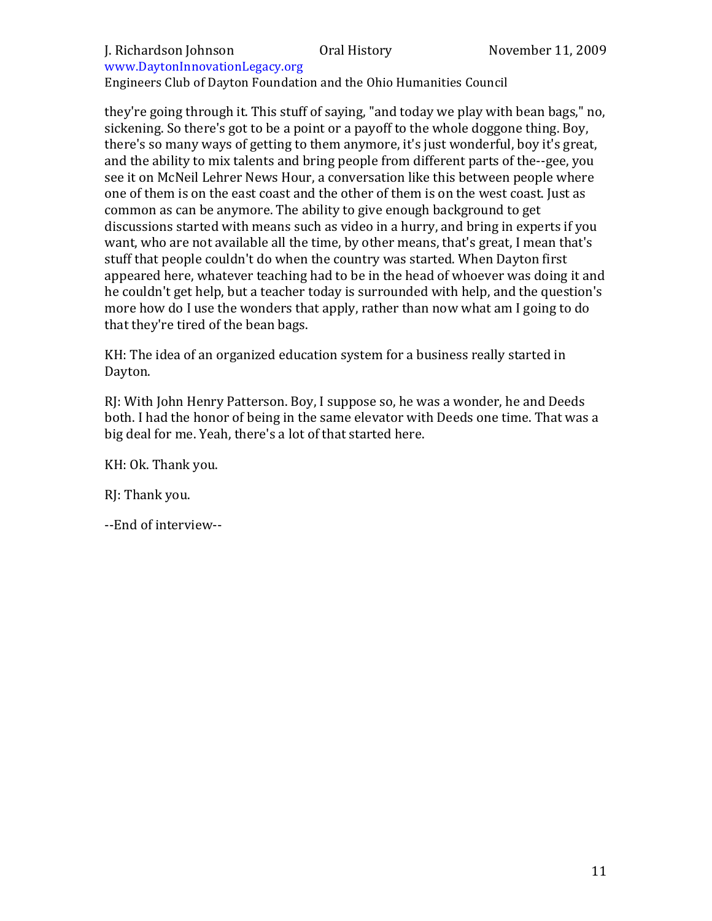they're going through it. This stuff of saying, "and today we play with bean bags," no, sickening. So there's got to be a point or a payoff to the whole doggone thing. Boy, there's so many ways of getting to them anymore, it's just wonderful, boy it's great, and the ability to mix talents and bring people from different parts of the--gee, you see it on McNeil Lehrer News Hour, a conversation like this between people where one of them is on the east coast and the other of them is on the west coast. Just as common as can be anymore. The ability to give enough background to get discussions started with means such as video in a hurry, and bring in experts if you want, who are not available all the time, by other means, that's great, I mean that's stuff that people couldn't do when the country was started. When Dayton first appeared here, whatever teaching had to be in the head of whoever was doing it and he couldn't get help, but a teacher today is surrounded with help, and the question's more how do I use the wonders that apply, rather than now what am I going to do that they're tired of the bean bags.

KH: The idea of an organized education system for a business really started in Dayton.

RJ: With John Henry Patterson. Boy, I suppose so, he was a wonder, he and Deeds both. I had the honor of being in the same elevator with Deeds one time. That was a big deal for me. Yeah, there's a lot of that started here.

KH: Ok. Thank you.

RJ: Thank you.

--End of interview--